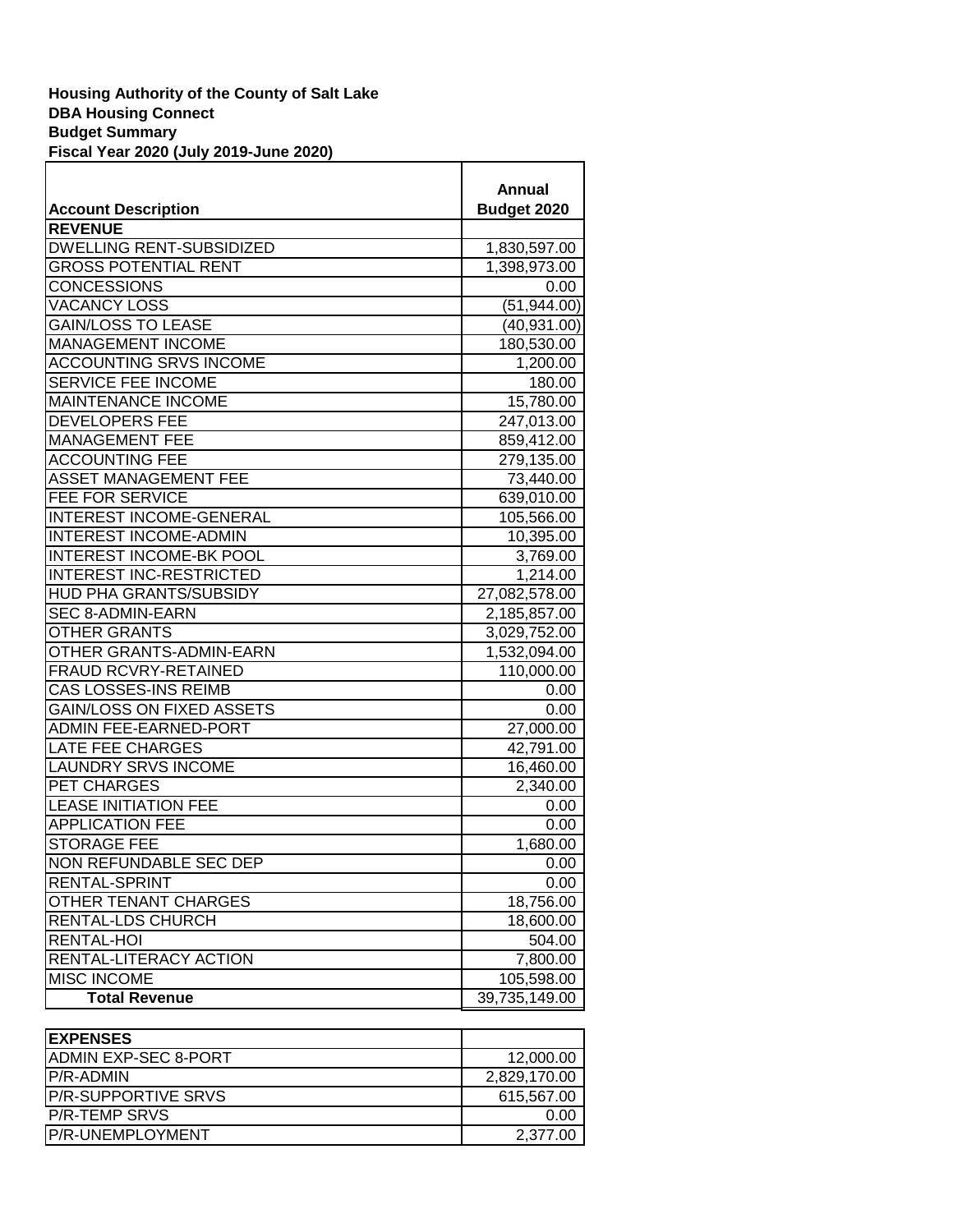**Housing Authority of the County of Salt Lake**
**DBA Housing Connect**
**Budget Summary**
**Fiscal Year 2020 (July 2019-June 2020)**

| Account Description | Annual Budget 2020 |
|---|---|
| **REVENUE** | |
| DWELLING RENT-SUBSIDIZED | 1,830,597.00 |
| GROSS POTENTIAL RENT | 1,398,973.00 |
| CONCESSIONS | 0.00 |
| VACANCY LOSS | (51,944.00) |
| GAIN/LOSS TO LEASE | (40,931.00) |
| MANAGEMENT INCOME | 180,530.00 |
| ACCOUNTING SRVS INCOME | 1,200.00 |
| SERVICE FEE INCOME | 180.00 |
| MAINTENANCE INCOME | 15,780.00 |
| DEVELOPERS FEE | 247,013.00 |
| MANAGEMENT FEE | 859,412.00 |
| ACCOUNTING FEE | 279,135.00 |
| ASSET MANAGEMENT FEE | 73,440.00 |
| FEE FOR SERVICE | 639,010.00 |
| INTEREST INCOME-GENERAL | 105,566.00 |
| INTEREST INCOME-ADMIN | 10,395.00 |
| INTEREST INCOME-BK POOL | 3,769.00 |
| INTEREST INC-RESTRICTED | 1,214.00 |
| HUD PHA GRANTS/SUBSIDY | 27,082,578.00 |
| SEC 8-ADMIN-EARN | 2,185,857.00 |
| OTHER GRANTS | 3,029,752.00 |
| OTHER GRANTS-ADMIN-EARN | 1,532,094.00 |
| FRAUD RCVRY-RETAINED | 110,000.00 |
| CAS LOSSES-INS REIMB | 0.00 |
| GAIN/LOSS ON FIXED ASSETS | 0.00 |
| ADMIN FEE-EARNED-PORT | 27,000.00 |
| LATE FEE CHARGES | 42,791.00 |
| LAUNDRY SRVS INCOME | 16,460.00 |
| PET CHARGES | 2,340.00 |
| LEASE INITIATION FEE | 0.00 |
| APPLICATION FEE | 0.00 |
| STORAGE FEE | 1,680.00 |
| NON REFUNDABLE SEC DEP | 0.00 |
| RENTAL-SPRINT | 0.00 |
| OTHER TENANT CHARGES | 18,756.00 |
| RENTAL-LDS CHURCH | 18,600.00 |
| RENTAL-HOI | 504.00 |
| RENTAL-LITERACY ACTION | 7,800.00 |
| MISC INCOME | 105,598.00 |
| **Total Revenue** | 39,735,149.00 |

| Account Description | Annual Budget 2020 |
|---|---|
| **EXPENSES** | |
| ADMIN EXP-SEC 8-PORT | 12,000.00 |
| P/R-ADMIN | 2,829,170.00 |
| P/R-SUPPORTIVE SRVS | 615,567.00 |
| P/R-TEMP SRVS | 0.00 |
| P/R-UNEMPLOYMENT | 2,377.00 |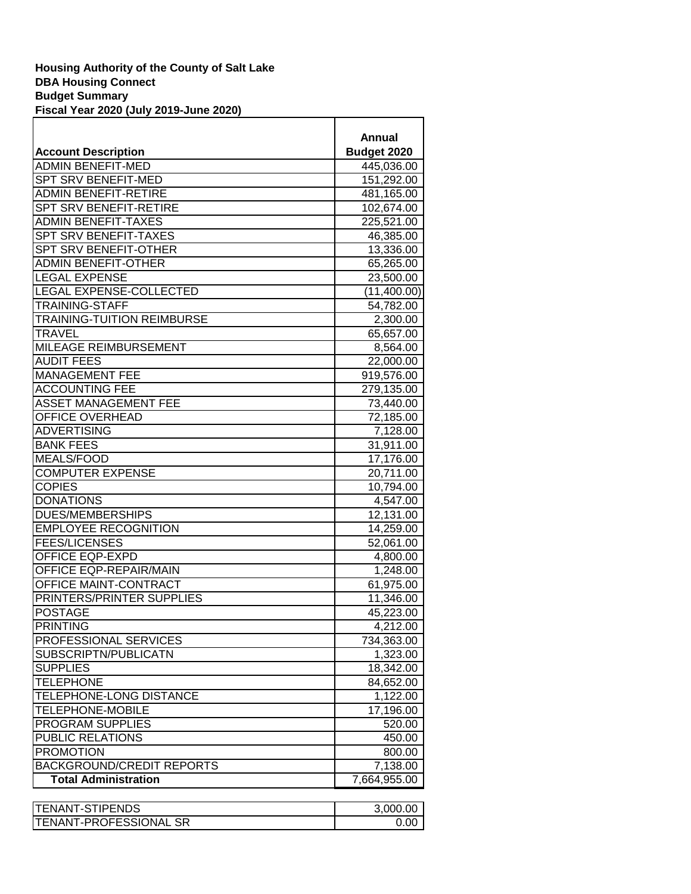**Housing Authority of the County of Salt Lake**
**DBA Housing Connect**
**Budget Summary**
**Fiscal Year 2020 (July 2019-June 2020)**

| Account Description | Annual Budget 2020 |
|---|---|
| ADMIN BENEFIT-MED | 445,036.00 |
| SPT SRV BENEFIT-MED | 151,292.00 |
| ADMIN BENEFIT-RETIRE | 481,165.00 |
| SPT SRV BENEFIT-RETIRE | 102,674.00 |
| ADMIN BENEFIT-TAXES | 225,521.00 |
| SPT SRV BENEFIT-TAXES | 46,385.00 |
| SPT SRV BENEFIT-OTHER | 13,336.00 |
| ADMIN BENEFIT-OTHER | 65,265.00 |
| LEGAL EXPENSE | 23,500.00 |
| LEGAL EXPENSE-COLLECTED | (11,400.00) |
| TRAINING-STAFF | 54,782.00 |
| TRAINING-TUITION REIMBURSE | 2,300.00 |
| TRAVEL | 65,657.00 |
| MILEAGE REIMBURSEMENT | 8,564.00 |
| AUDIT FEES | 22,000.00 |
| MANAGEMENT FEE | 919,576.00 |
| ACCOUNTING FEE | 279,135.00 |
| ASSET MANAGEMENT FEE | 73,440.00 |
| OFFICE OVERHEAD | 72,185.00 |
| ADVERTISING | 7,128.00 |
| BANK FEES | 31,911.00 |
| MEALS/FOOD | 17,176.00 |
| COMPUTER EXPENSE | 20,711.00 |
| COPIES | 10,794.00 |
| DONATIONS | 4,547.00 |
| DUES/MEMBERSHIPS | 12,131.00 |
| EMPLOYEE RECOGNITION | 14,259.00 |
| FEES/LICENSES | 52,061.00 |
| OFFICE EQP-EXPD | 4,800.00 |
| OFFICE EQP-REPAIR/MAIN | 1,248.00 |
| OFFICE MAINT-CONTRACT | 61,975.00 |
| PRINTERS/PRINTER SUPPLIES | 11,346.00 |
| POSTAGE | 45,223.00 |
| PRINTING | 4,212.00 |
| PROFESSIONAL SERVICES | 734,363.00 |
| SUBSCRIPTN/PUBLICATN | 1,323.00 |
| SUPPLIES | 18,342.00 |
| TELEPHONE | 84,652.00 |
| TELEPHONE-LONG DISTANCE | 1,122.00 |
| TELEPHONE-MOBILE | 17,196.00 |
| PROGRAM SUPPLIES | 520.00 |
| PUBLIC RELATIONS | 450.00 |
| PROMOTION | 800.00 |
| BACKGROUND/CREDIT REPORTS | 7,138.00 |
| **Total Administration** | 7,664,955.00 |
| | |
| TENANT-STIPENDS | 3,000.00 |
| TENANT-PROFESSIONAL SR | 0.00 |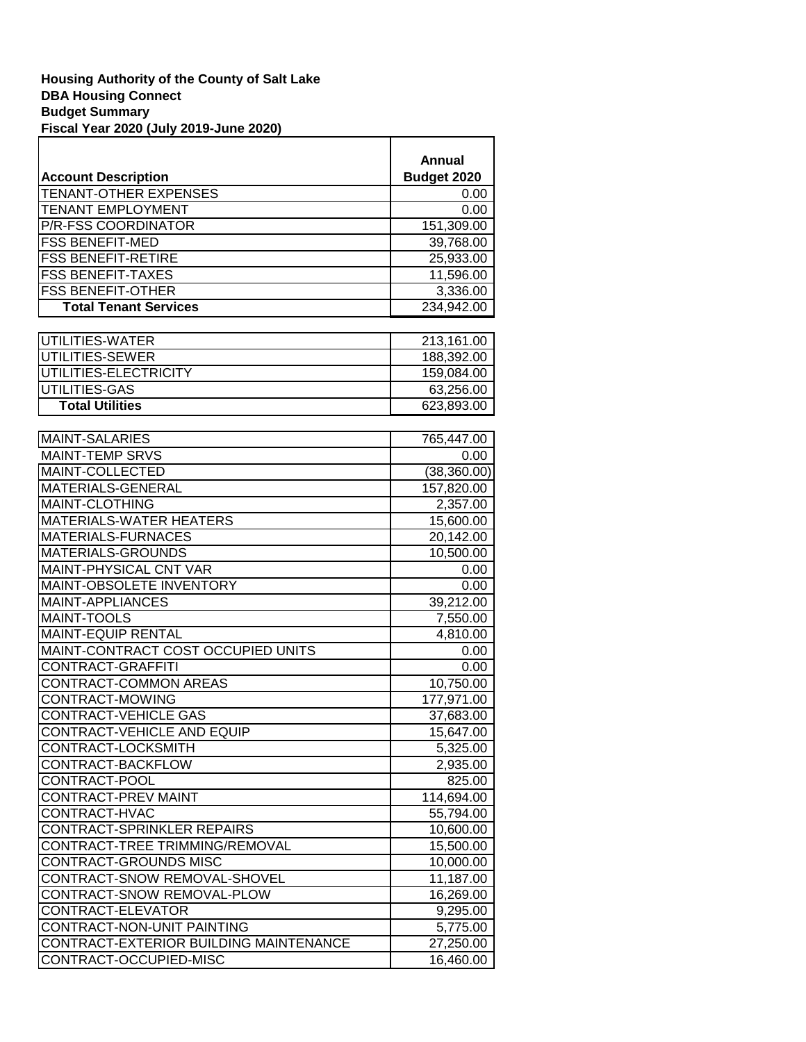**Housing Authority of the County of Salt Lake**
**DBA Housing Connect**
**Budget Summary**
**Fiscal Year 2020 (July 2019-June 2020)**

| Account Description | Annual Budget 2020 |
|---|---|
| TENANT-OTHER EXPENSES | 0.00 |
| TENANT EMPLOYMENT | 0.00 |
| P/R-FSS COORDINATOR | 151,309.00 |
| FSS BENEFIT-MED | 39,768.00 |
| FSS BENEFIT-RETIRE | 25,933.00 |
| FSS BENEFIT-TAXES | 11,596.00 |
| FSS BENEFIT-OTHER | 3,336.00 |
| **Total Tenant Services** | 234,942.00 |
| | |
| UTILITIES-WATER | 213,161.00 |
| UTILITIES-SEWER | 188,392.00 |
| UTILITIES-ELECTRICITY | 159,084.00 |
| UTILITIES-GAS | 63,256.00 |
| **Total Utilities** | 623,893.00 |
| | |
| MAINT-SALARIES | 765,447.00 |
| MAINT-TEMP SRVS | 0.00 |
| MAINT-COLLECTED | (38,360.00) |
| MATERIALS-GENERAL | 157,820.00 |
| MAINT-CLOTHING | 2,357.00 |
| MATERIALS-WATER HEATERS | 15,600.00 |
| MATERIALS-FURNACES | 20,142.00 |
| MATERIALS-GROUNDS | 10,500.00 |
| MAINT-PHYSICAL CNT VAR | 0.00 |
| MAINT-OBSOLETE INVENTORY | 0.00 |
| MAINT-APPLIANCES | 39,212.00 |
| MAINT-TOOLS | 7,550.00 |
| MAINT-EQUIP RENTAL | 4,810.00 |
| MAINT-CONTRACT COST OCCUPIED UNITS | 0.00 |
| CONTRACT-GRAFFITI | 0.00 |
| CONTRACT-COMMON AREAS | 10,750.00 |
| CONTRACT-MOWING | 177,971.00 |
| CONTRACT-VEHICLE GAS | 37,683.00 |
| CONTRACT-VEHICLE AND EQUIP | 15,647.00 |
| CONTRACT-LOCKSMITH | 5,325.00 |
| CONTRACT-BACKFLOW | 2,935.00 |
| CONTRACT-POOL | 825.00 |
| CONTRACT-PREV MAINT | 114,694.00 |
| CONTRACT-HVAC | 55,794.00 |
| CONTRACT-SPRINKLER REPAIRS | 10,600.00 |
| CONTRACT-TREE TRIMMING/REMOVAL | 15,500.00 |
| CONTRACT-GROUNDS MISC | 10,000.00 |
| CONTRACT-SNOW REMOVAL-SHOVEL | 11,187.00 |
| CONTRACT-SNOW REMOVAL-PLOW | 16,269.00 |
| CONTRACT-ELEVATOR | 9,295.00 |
| CONTRACT-NON-UNIT PAINTING | 5,775.00 |
| CONTRACT-EXTERIOR BUILDING MAINTENANCE | 27,250.00 |
| CONTRACT-OCCUPIED-MISC | 16,460.00 |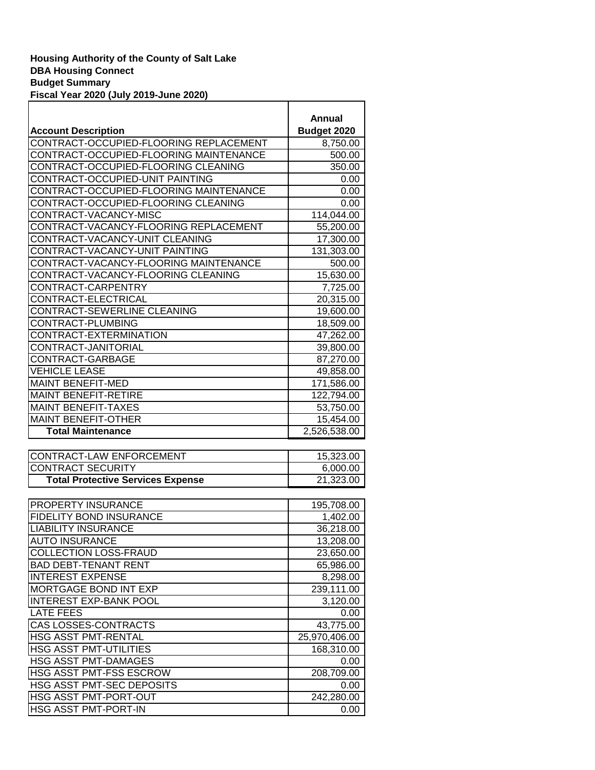**Housing Authority of the County of Salt Lake**
**DBA Housing Connect**
**Budget Summary**
**Fiscal Year 2020 (July 2019-June 2020)**

| Account Description | Annual Budget 2020 |
|---|---|
| CONTRACT-OCCUPIED-FLOORING REPLACEMENT | 8,750.00 |
| CONTRACT-OCCUPIED-FLOORING MAINTENANCE | 500.00 |
| CONTRACT-OCCUPIED-FLOORING CLEANING | 350.00 |
| CONTRACT-OCCUPIED-UNIT PAINTING | 0.00 |
| CONTRACT-OCCUPIED-FLOORING MAINTENANCE | 0.00 |
| CONTRACT-OCCUPIED-FLOORING CLEANING | 0.00 |
| CONTRACT-VACANCY-MISC | 114,044.00 |
| CONTRACT-VACANCY-FLOORING REPLACEMENT | 55,200.00 |
| CONTRACT-VACANCY-UNIT CLEANING | 17,300.00 |
| CONTRACT-VACANCY-UNIT PAINTING | 131,303.00 |
| CONTRACT-VACANCY-FLOORING MAINTENANCE | 500.00 |
| CONTRACT-VACANCY-FLOORING CLEANING | 15,630.00 |
| CONTRACT-CARPENTRY | 7,725.00 |
| CONTRACT-ELECTRICAL | 20,315.00 |
| CONTRACT-SEWERLINE CLEANING | 19,600.00 |
| CONTRACT-PLUMBING | 18,509.00 |
| CONTRACT-EXTERMINATION | 47,262.00 |
| CONTRACT-JANITORIAL | 39,800.00 |
| CONTRACT-GARBAGE | 87,270.00 |
| VEHICLE LEASE | 49,858.00 |
| MAINT BENEFIT-MED | 171,586.00 |
| MAINT BENEFIT-RETIRE | 122,794.00 |
| MAINT BENEFIT-TAXES | 53,750.00 |
| MAINT BENEFIT-OTHER | 15,454.00 |
| **Total Maintenance** | 2,526,538.00 |
| | |
| CONTRACT-LAW ENFORCEMENT | 15,323.00 |
| CONTRACT SECURITY | 6,000.00 |
| **Total Protective Services Expense** | 21,323.00 |
| | |
| PROPERTY INSURANCE | 195,708.00 |
| FIDELITY BOND INSURANCE | 1,402.00 |
| LIABILITY INSURANCE | 36,218.00 |
| AUTO INSURANCE | 13,208.00 |
| COLLECTION LOSS-FRAUD | 23,650.00 |
| BAD DEBT-TENANT RENT | 65,986.00 |
| INTEREST EXPENSE | 8,298.00 |
| MORTGAGE BOND INT EXP | 239,111.00 |
| INTEREST EXP-BANK POOL | 3,120.00 |
| LATE FEES | 0.00 |
| CAS LOSSES-CONTRACTS | 43,775.00 |
| HSG ASST PMT-RENTAL | 25,970,406.00 |
| HSG ASST PMT-UTILITIES | 168,310.00 |
| HSG ASST PMT-DAMAGES | 0.00 |
| HSG ASST PMT-FSS ESCROW | 208,709.00 |
| HSG ASST PMT-SEC DEPOSITS | 0.00 |
| HSG ASST PMT-PORT-OUT | 242,280.00 |
| HSG ASST PMT-PORT-IN | 0.00 |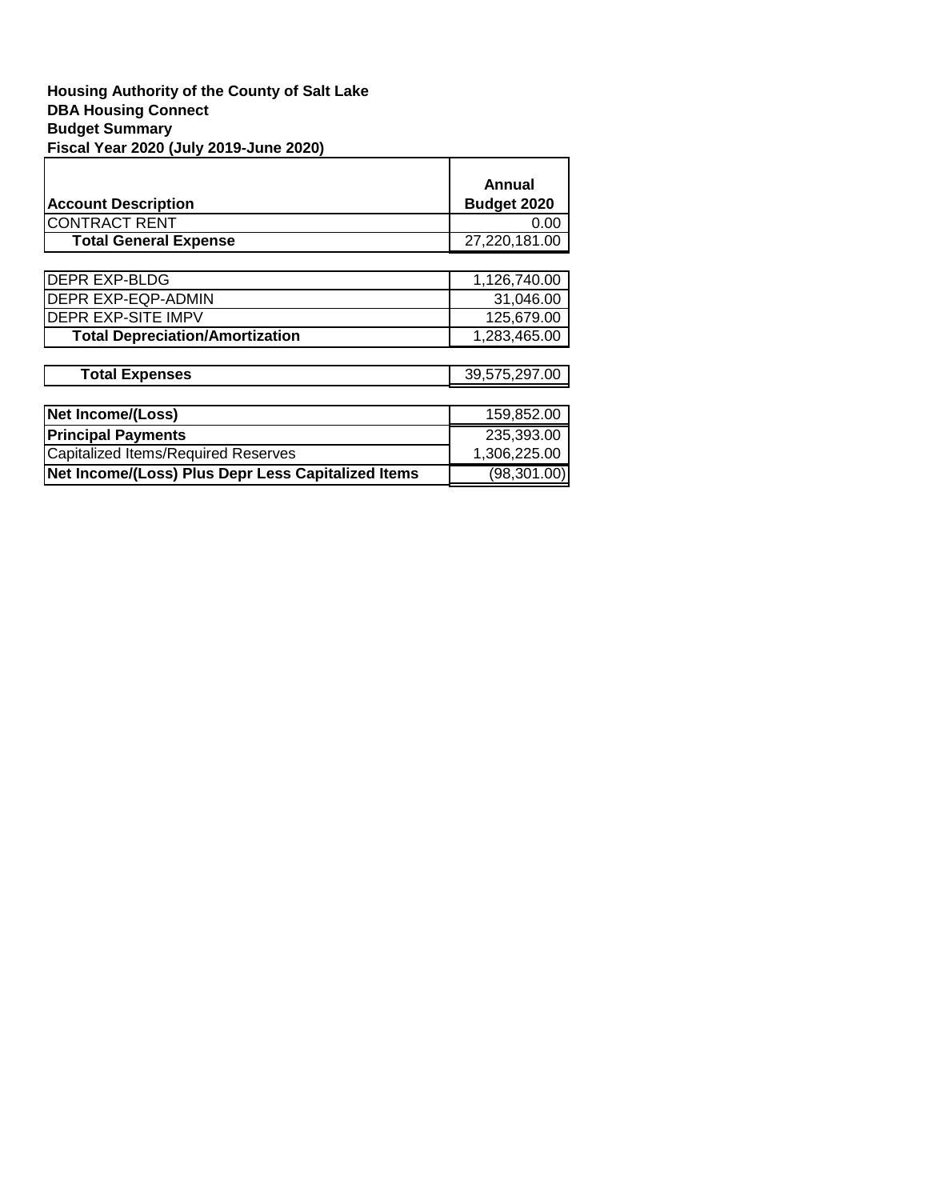**Housing Authority of the County of Salt Lake**
**DBA Housing Connect**
**Budget Summary**
**Fiscal Year 2020 (July 2019-June 2020)**

| **Account Description** | **Annual Budget 2020** |
| --- | --- |
| CONTRACT RENT | 0.00 |
| **Total General Expense** | 27,220,181.00 |
| | |
| DEPR EXP-BLDG | 1,126,740.00 |
| DEPR EXP-EQP-ADMIN | 31,046.00 |
| DEPR EXP-SITE IMPV | 125,679.00 |
| **Total Depreciation/Amortization** | 1,283,465.00 |
| | |
| **Total Expenses** | 39,575,297.00 |
| | |
| **Net Income/(Loss)** | 159,852.00 |
| **Principal Payments** | 235,393.00 |
| Capitalized Items/Required Reserves | 1,306,225.00 |
| **Net Income/(Loss) Plus Depr Less Capitalized Items** | (98,301.00) |